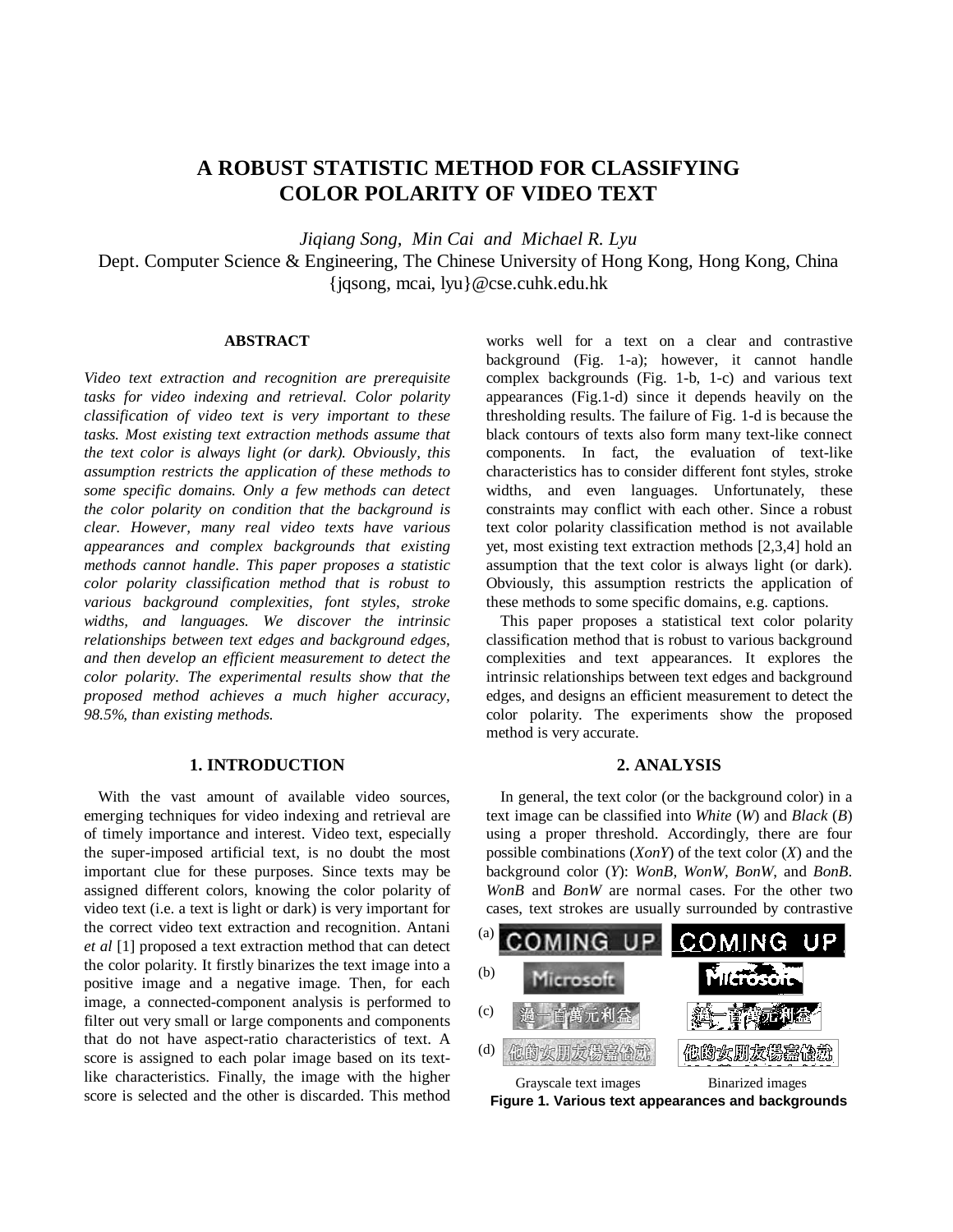# A ROBUST STATISTIC METHOD FOR CLASSIFYING COLOR POLARITY OF VIDEO TEXT

*Jiqiang Song, Min Cai and Michael R. Lyu*

Dept. Computer Science & Engineering, The Chinese University of Hong Kong, Hong Kong, China

{jqsong, mcai, lyu}@cse.cuhk.edu.hk

## ABSTRACT

*Video text extraction and recognition are prerequisite tasks for video indexing and retrieval. Color polarity classification of video text is very important to these tasks. Most existing text extraction methods assume that the text color is always light (or dark). Obviously, this assumption restricts the application of these methods to some specific domains. Only a few methods can detect the color polarity on condition that the background is clear. However, many real video texts have various appearances and complex backgrounds that existing methods cannot handle. This paper proposes a statistic color polarity classification method that is robust to various background complexities, font styles, stroke widths, and languages. We discover the intrinsic relationships between text edges and background edges, and then develop an efficient measurement to detect the color polarity. The experimental results show that the proposed method achieves a much higher accuracy, 98.5%, than existing methods.*

## 1. INTRODUCTION

With the vast amount of available video sources, emerging techniques for video indexing and retrieval are of timely importance and interest. Video text, especially the super-imposed artificial text, is no doubt the most important clue for these purposes. Since texts may be assigned different colors, knowing the color polarity of video text (i.e. a text is light or dark) is very important for the correct video text extraction and recognition. Antani *et al* [1] proposed a text extraction method that can detect the color polarity. It firstly binarizes the text image into a positive image and a negative image. Then, for each image, a connected-component analysis is performed to filter out very small or large components and components that do not have aspect-ratio characteristics of text. A score is assigned to each polar image based on its text-like characteristics. Finally, the image with the higher score is selected and the other is discarded. This method works well for a text on a clear and contrastive background (Fig. 1-a); however, it cannot handle complex backgrounds (Fig. 1-b, 1-c) and various text appearances (Fig.1-d) since it depends heavily on the thresholding results. The failure of Fig. 1-d is because the black contours of texts also form many text-like connect components. In fact, the evaluation of text-like characteristics has to consider different font styles, stroke widths, and even languages. Unfortunately, these constraints may conflict with each other. Since a robust text color polarity classification method is not available yet, most existing text extraction methods [2,3,4] hold an assumption that the text color is always light (or dark). Obviously, this assumption restricts the application of these methods to some specific domains, e.g. captions.

This paper proposes a statistical text color polarity classification method that is robust to various background complexities and text appearances. It explores the intrinsic relationships between text edges and background edges, and designs an efficient measurement to detect the color polarity. The experiments show the proposed method is very accurate.

## 2. ANALYSIS

In general, the text color (or the background color) in a text image can be classified into *White* (*W*) and *Black* (*B*) using a proper threshold. Accordingly, there are four possible combinations (*XonY*) of the text color (*X*) and the background color (*Y*): *WonB*, *WonW*, *BonW*, and *BonB*. *WonB* and *BonW* are normal cases. For the other two cases, text strokes are usually surrounded by contrastive

(a) COMING UP — COMING UP

(b) Microsoft — Microsoft

(c) 過一百萬元利益 — 過一百萬元利益

(d) 他的女朋友楊嘉怡就 — 他的女朋友楊嘉怡就

Grayscale text images — Binarized images

**Figure 1. Various text appearances and backgrounds**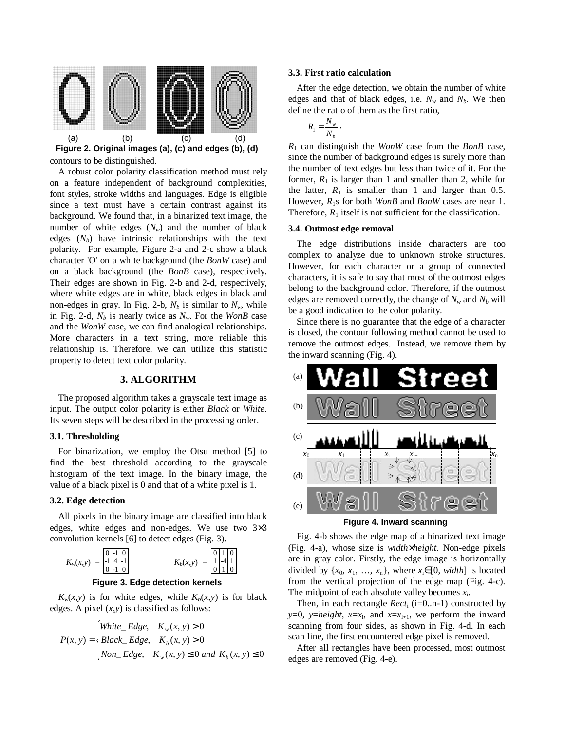Figure 2. Original images (a), (c) and edges (b), (d)

contours to be distinguished.

A robust color polarity classification method must rely on a feature independent of background complexities, font styles, stroke widths and languages. Edge is eligible since a text must have a certain contrast against its background. We found that, in a binarized text image, the number of white edges ($N_w$) and the number of black edges ($N_b$) have intrinsic relationships with the text polarity. For example, Figure 2-a and 2-c show a black character 'O' on a white background (the *BonW* case) and on a black background (the *BonB* case), respectively. Their edges are shown in Fig. 2-b and 2-d, respectively, where white edges are in white, black edges in black and non-edges in gray. In Fig. 2-b, $N_b$ is similar to $N_w$, while in Fig. 2-d, $N_b$ is nearly twice as $N_w$. For the *WonB* case and the *WonW* case, we can find analogical relationships. More characters in a text string, more reliable this relationship is. Therefore, we can utilize this statistic property to detect text color polarity.

## 3. ALGORITHM

The proposed algorithm takes a grayscale text image as input. The output color polarity is either *Black* or *White*. Its seven steps will be described in the processing order.

### 3.1. Thresholding

For binarization, we employ the Otsu method [5] to find the best threshold according to the grayscale histogram of the text image. In the binary image, the value of a black pixel is 0 and that of a white pixel is 1.

### 3.2. Edge detection

All pixels in the binary image are classified into black edges, white edges and non-edges. We use two 3×3 convolution kernels [6] to detect edges (Fig. 3).

$$K_w(x,y) = \begin{array}{|c|c|c|}\hline 0 & -1 & 0 \\ \hline -1 & 4 & -1 \\ \hline 0 & -1 & 0 \\ \hline \end{array} \qquad K_b(x,y) = \begin{array}{|c|c|c|}\hline 0 & 1 & 0 \\ \hline 1 & -4 & 1 \\ \hline 0 & 1 & 0 \\ \hline \end{array}$$

Figure 3. Edge detection kernels

$K_w(x,y)$ is for white edges, while $K_b(x,y)$ is for black edges. A pixel $(x,y)$ is classified as follows:

$$P(x,y) = \begin{cases} White\_Edge, & K_w(x,y) > 0 \\ Black\_Edge, & K_b(x,y) > 0 \\ Non\_Edge, & K_w(x,y) \le 0 \text{ and } K_b(x,y) \le 0 \end{cases}$$

### 3.3. First ratio calculation

After the edge detection, we obtain the number of white edges and that of black edges, i.e. $N_w$ and $N_b$. We then define the ratio of them as the first ratio,

$$R_1 = \frac{N_w}{N_b}.$$

$R_1$ can distinguish the *WonW* case from the *BonB* case, since the number of background edges is surely more than the number of text edges but less than twice of it. For the former, $R_1$ is larger than 1 and smaller than 2, while for the latter, $R_1$ is smaller than 1 and larger than 0.5. However, $R_1$s for both *WonB* and *BonW* cases are near 1. Therefore, $R_1$ itself is not sufficient for the classification.

### 3.4. Outmost edge removal

The edge distributions inside characters are too complex to analyze due to unknown stroke structures. However, for each character or a group of connected characters, it is safe to say that most of the outmost edges belong to the background color. Therefore, if the outmost edges are removed correctly, the change of $N_w$ and $N_b$ will be a good indication to the color polarity.

Since there is no guarantee that the edge of a character is closed, the contour following method cannot be used to remove the outmost edges. Instead, we remove them by the inward scanning (Fig. 4).

Figure 4. Inward scanning

Fig. 4-b shows the edge map of a binarized text image (Fig. 4-a), whose size is *width*×*height*. Non-edge pixels are in gray color. Firstly, the edge image is horizontally divided by $\{x_0, x_1, \ldots, x_n\}$, where $x_i \in [0, width]$ is located from the vertical projection of the edge map (Fig. 4-c). The midpoint of each absolute valley becomes $x_i$.

Then, in each rectangle $Rect_i$ (i=0..n-1) constructed by $y$=0, $y$=*height*, $x=x_i$, and $x=x_{i+1}$, we perform the inward scanning from four sides, as shown in Fig. 4-d. In each scan line, the first encountered edge pixel is removed.

After all rectangles have been processed, most outmost edges are removed (Fig. 4-e).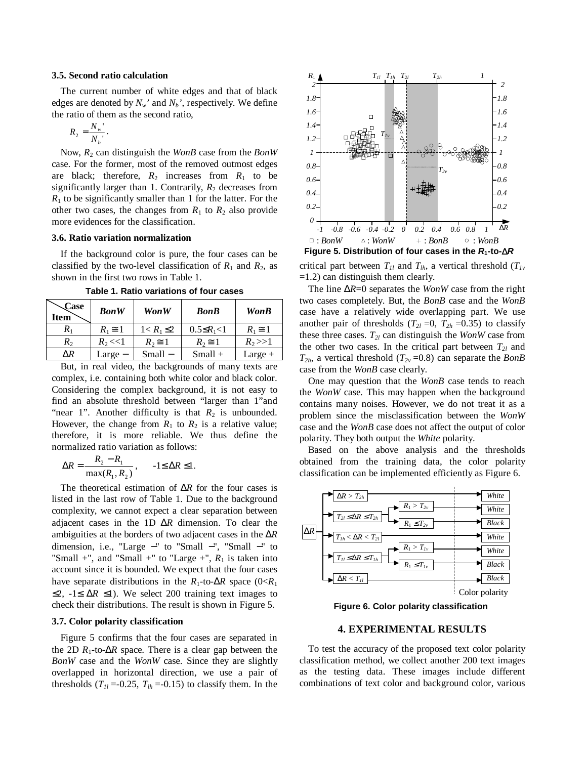### 3.5. Second ratio calculation

The current number of white edges and that of black edges are denoted by $N_w'$ and $N_b'$, respectively. We define the ratio of them as the second ratio,

$$R_2 = \frac{N_w'}{N_b'}.$$

Now, $R_2$ can distinguish the *WonB* case from the *BonW* case. For the former, most of the removed outmost edges are black; therefore, $R_2$ increases from $R_1$ to be significantly larger than 1. Contrarily, $R_2$ decreases from $R_1$ to be significantly smaller than 1 for the latter. For the other two cases, the changes from $R_1$ to $R_2$ also provide more evidences for the classification.

### 3.6. Ratio variation normalization

If the background color is pure, the four cases can be classified by the two-level classification of $R_1$ and $R_2$, as shown in the first two rows in Table 1.

**Table 1. Ratio variations of four cases**

| Item \ Case | *BonW* | *WonW* | *BonB* | *WonB* |
|---|---|---|---|---|
| $R_1$ | $R_1 \cong 1$ | $1 < R_1 \le 2$ | $0.5 \le R_1 < 1$ | $R_1 \cong 1$ |
| $R_2$ | $R_2 << 1$ | $R_2 \cong 1$ | $R_2 \cong 1$ | $R_2 >> 1$ |
| $\Delta R$ | Large − | Small − | Small + | Large + |

But, in real video, the backgrounds of many texts are complex, i.e. containing both white color and black color. Considering the complex background, it is not easy to find an absolute threshold between "larger than 1" and "near 1". Another difficulty is that $R_2$ is unbounded. However, the change from $R_1$ to $R_2$ is a relative value; therefore, it is more reliable. We thus define the normalized ratio variation as follows:

$$\Delta R = \frac{R_2 - R_1}{\max(R_1, R_2)}, \qquad -1 \le \Delta R \le 1.$$

The theoretical estimation of $\Delta R$ for the four cases is listed in the last row of Table 1. Due to the background complexity, we cannot expect a clear separation between adjacent cases in the 1D $\Delta R$ dimension. To clear the ambiguities at the borders of two adjacent cases in the $\Delta R$ dimension, i.e., "Large −" to "Small −", "Small −" to "Small +", and "Small +" to "Large +", $R_1$ is taken into account since it is bounded. We expect that the four cases have separate distributions in the $R_1$-to-$\Delta R$ space ($0 < R_1 \le 2$, $-1 \le \Delta R \le 1$). We select 200 training text images to check their distributions. The result is shown in Figure 5.

### 3.7. Color polarity classification

Figure 5 confirms that the four cases are separated in the 2D $R_1$-to-$\Delta R$ space. There is a clear gap between the *BonW* case and the *WonW* case. Since they are slightly overlapped in horizontal direction, we use a pair of thresholds ($T_{1l}$ =-0.25, $T_{lh}$ =-0.15) to classify them. In the critical part between $T_{1l}$ and $T_{lh}$, a vertical threshold ($T_{1v}$ =1.2) can distinguish them clearly.

**Figure 5. Distribution of four cases in the $R_1$-to-$\Delta R$**

The line $\Delta R$=0 separates the *WonW* case from the right two cases completely. But, the *BonB* case and the *WonB* case have a relatively wide overlapping part. We use another pair of thresholds ($T_{2l}$ =0, $T_{2h}$ =0.35) to classify these three cases. $T_{2l}$ can distinguish the *WonW* case from the other two cases. In the critical part between $T_{2l}$ and $T_{2h}$, a vertical threshold ($T_{2v}$ =0.8) can separate the *BonB* case from the *WonB* case clearly.

One may question that the *WonB* case tends to reach the *WonW* case. This may happen when the background contains many noises. However, we do not treat it as a problem since the misclassification between the *WonW* case and the *WonB* case does not affect the output of color polarity. They both output the *White* polarity.

Based on the above analysis and the thresholds obtained from the training data, the color polarity classification can be implemented efficiently as Figure 6.

**Figure 6. Color polarity classification**

## 4. EXPERIMENTAL RESULTS

To test the accuracy of the proposed text color polarity classification method, we collect another 200 text images as the testing data. These images include different combinations of text color and background color, various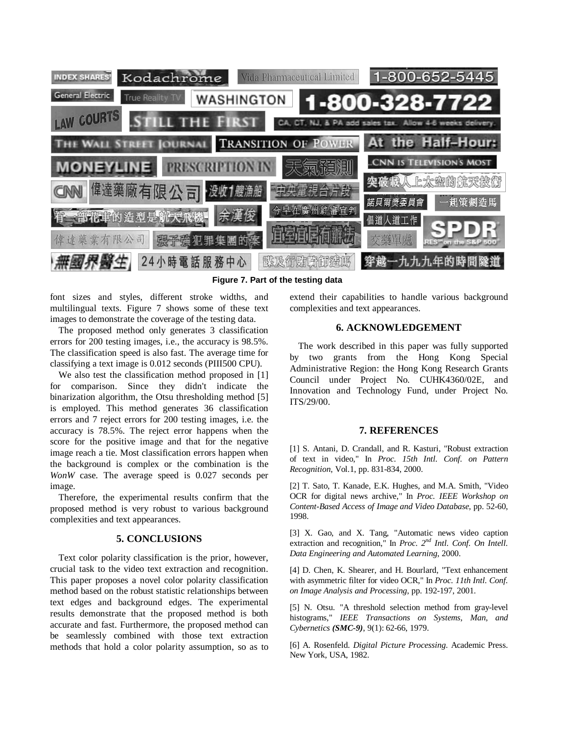Figure 7. Part of the testing data

font sizes and styles, different stroke widths, and multilingual texts. Figure 7 shows some of these text images to demonstrate the coverage of the testing data.

The proposed method only generates 3 classification errors for 200 testing images, i.e., the accuracy is 98.5%. The classification speed is also fast. The average time for classifying a text image is 0.012 seconds (PIII500 CPU).

We also test the classification method proposed in [1] for comparison. Since they didn't indicate the binarization algorithm, the Otsu thresholding method [5] is employed. This method generates 36 classification errors and 7 reject errors for 200 testing images, i.e. the accuracy is 78.5%. The reject error happens when the score for the positive image and that for the negative image reach a tie. Most classification errors happen when the background is complex or the combination is the *WonW* case. The average speed is 0.027 seconds per image.

Therefore, the experimental results confirm that the proposed method is very robust to various background complexities and text appearances.

## 5. CONCLUSIONS

Text color polarity classification is the prior, however, crucial task to the video text extraction and recognition. This paper proposes a novel color polarity classification method based on the robust statistic relationships between text edges and background edges. The experimental results demonstrate that the proposed method is both accurate and fast. Furthermore, the proposed method can be seamlessly combined with those text extraction methods that hold a color polarity assumption, so as to extend their capabilities to handle various background complexities and text appearances.

## 6. ACKNOWLEDGEMENT

The work described in this paper was fully supported by two grants from the Hong Kong Special Administrative Region: the Hong Kong Research Grants Council under Project No. CUHK4360/02E, and Innovation and Technology Fund, under Project No. ITS/29/00.

## 7. REFERENCES

[1] S. Antani, D. Crandall, and R. Kasturi, "Robust extraction of text in video," In *Proc. 15th Intl. Conf. on Pattern Recognition*, Vol.1, pp. 831-834, 2000.

[2] T. Sato, T. Kanade, E.K. Hughes, and M.A. Smith, "Video OCR for digital news archive," In *Proc. IEEE Workshop on Content-Based Access of Image and Video Database*, pp. 52-60, 1998.

[3] X. Gao, and X. Tang, "Automatic news video caption extraction and recognition," In *Proc. 2nd Intl. Conf. On Intell. Data Engineering and Automated Learning*, 2000.

[4] D. Chen, K. Shearer, and H. Bourlard, "Text enhancement with asymmetric filter for video OCR," In *Proc. 11th Intl. Conf. on Image Analysis and Processing*, pp. 192-197, 2001.

[5] N. Otsu. "A threshold selection method from gray-level histograms," *IEEE Transactions on Systems, Man, and Cybernetics* ***(SMC-9)***, 9(1): 62-66, 1979.

[6] A. Rosenfeld. *Digital Picture Processing.* Academic Press. New York, USA, 1982.